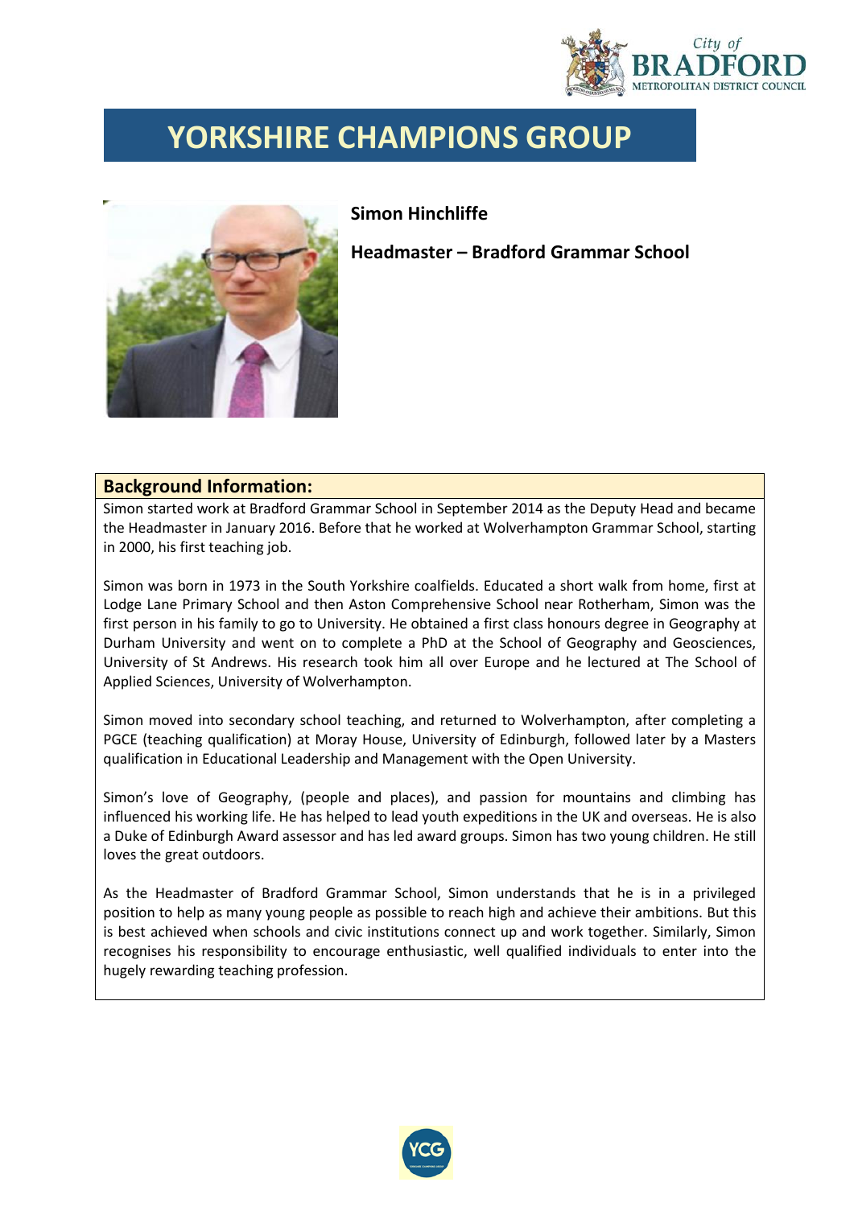# YORKSHIRE CHAMPIONS GROUP

**Simon Hinchliffe**

**Headmaster – Bradford Grammar School**

## Background Information:

Simon started work at Bradford Grammar School in September 2014 as the Deputy Head and became the Headmaster in January 2016. Before that he worked at Wolverhampton Grammar School, starting in 2000, his first teaching job.

Simon was born in 1973 in the South Yorkshire coalfields. Educated a short walk from home, first at Lodge Lane Primary School and then Aston Comprehensive School near Rotherham, Simon was the first person in his family to go to University. He obtained a first class honours degree in Geography at Durham University and went on to complete a PhD at the School of Geography and Geosciences, University of St Andrews. His research took him all over Europe and he lectured at The School of Applied Sciences, University of Wolverhampton.

Simon moved into secondary school teaching, and returned to Wolverhampton, after completing a PGCE (teaching qualification) at Moray House, University of Edinburgh, followed later by a Masters qualification in Educational Leadership and Management with the Open University.

Simon's love of Geography, (people and places), and passion for mountains and climbing has influenced his working life. He has helped to lead youth expeditions in the UK and overseas. He is also a Duke of Edinburgh Award assessor and has led award groups. Simon has two young children. He still loves the great outdoors.

As the Headmaster of Bradford Grammar School, Simon understands that he is in a privileged position to help as many young people as possible to reach high and achieve their ambitions. But this is best achieved when schools and civic institutions connect up and work together. Similarly, Simon recognises his responsibility to encourage enthusiastic, well qualified individuals to enter into the hugely rewarding teaching profession.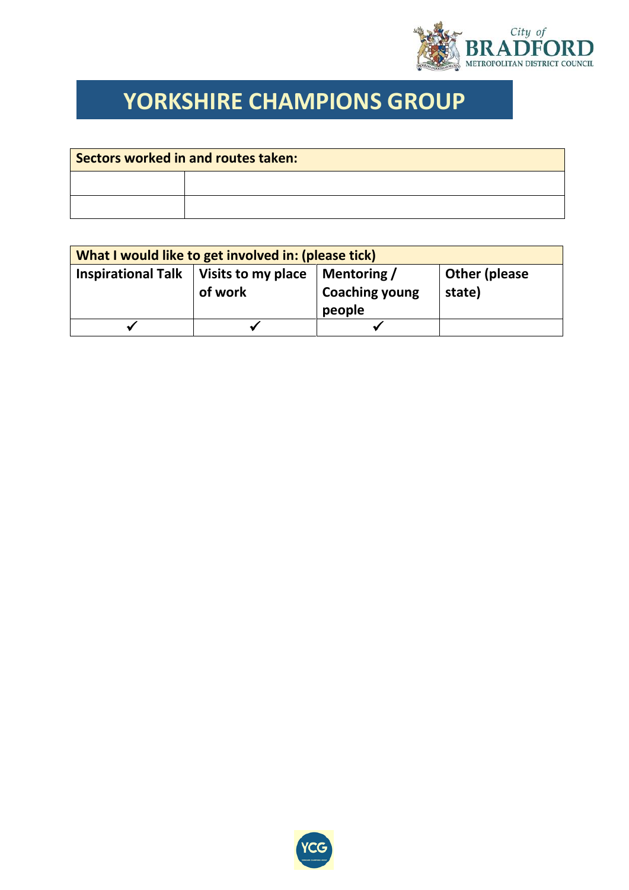# YORKSHIRE CHAMPIONS GROUP

| Sectors worked in and routes taken: | |
|---|---|
| | |
| | |

| What I would like to get involved in: (please tick) | | | |
|---|---|---|---|
| **Inspirational Talk** | **Visits to my place of work** | **Mentoring / Coaching young people** | **Other (please state)** |
| ✓ | ✓ | ✓ | |